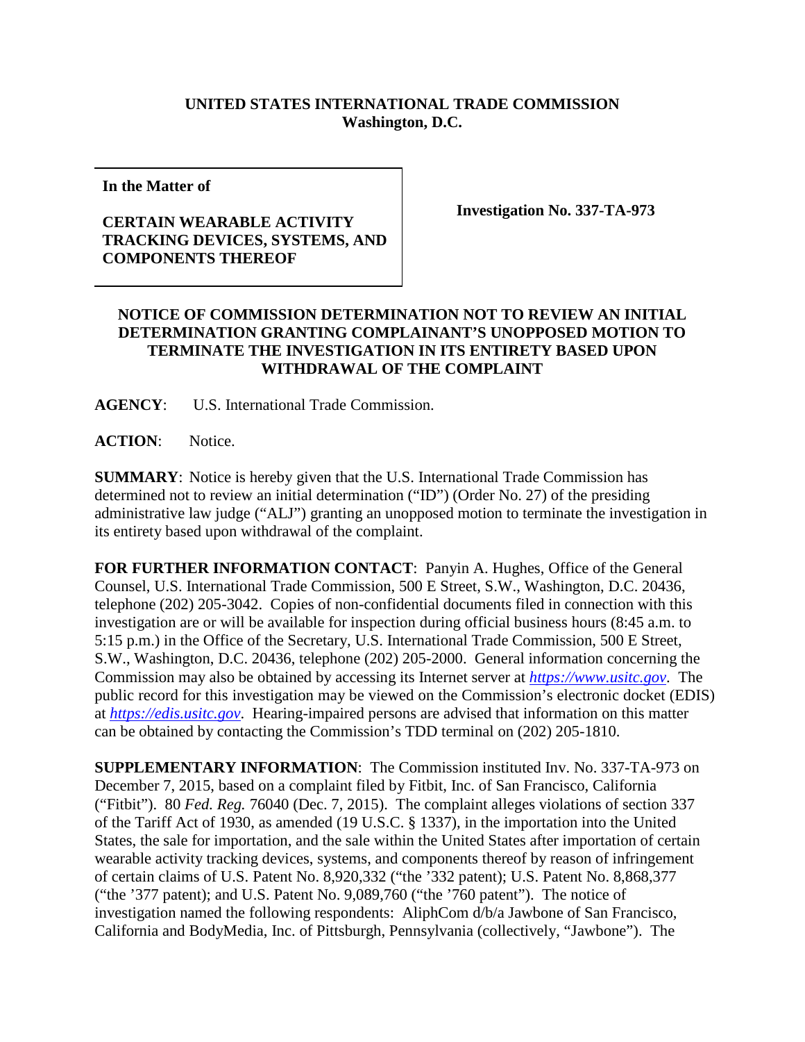**UNITED STATES INTERNATIONAL TRADE COMMISSION**
**Washington, D.C.**

| **In the Matter of** <br><br> **CERTAIN WEARABLE ACTIVITY TRACKING DEVICES, SYSTEMS, AND COMPONENTS THEREOF** | **Investigation No. 337-TA-973** |
|---|---|

**NOTICE OF COMMISSION DETERMINATION NOT TO REVIEW AN INITIAL DETERMINATION GRANTING COMPLAINANT'S UNOPPOSED MOTION TO TERMINATE THE INVESTIGATION IN ITS ENTIRETY BASED UPON WITHDRAWAL OF THE COMPLAINT**

**AGENCY**: U.S. International Trade Commission.

**ACTION**: Notice.

**SUMMARY**: Notice is hereby given that the U.S. International Trade Commission has determined not to review an initial determination ("ID") (Order No. 27) of the presiding administrative law judge ("ALJ") granting an unopposed motion to terminate the investigation in its entirety based upon withdrawal of the complaint.

**FOR FURTHER INFORMATION CONTACT**: Panyin A. Hughes, Office of the General Counsel, U.S. International Trade Commission, 500 E Street, S.W., Washington, D.C. 20436, telephone (202) 205-3042. Copies of non-confidential documents filed in connection with this investigation are or will be available for inspection during official business hours (8:45 a.m. to 5:15 p.m.) in the Office of the Secretary, U.S. International Trade Commission, 500 E Street, S.W., Washington, D.C. 20436, telephone (202) 205-2000. General information concerning the Commission may also be obtained by accessing its Internet server at *https://www.usitc.gov*. The public record for this investigation may be viewed on the Commission's electronic docket (EDIS) at *https://edis.usitc.gov*. Hearing-impaired persons are advised that information on this matter can be obtained by contacting the Commission's TDD terminal on (202) 205-1810.

**SUPPLEMENTARY INFORMATION**: The Commission instituted Inv. No. 337-TA-973 on December 7, 2015, based on a complaint filed by Fitbit, Inc. of San Francisco, California ("Fitbit"). 80 *Fed. Reg.* 76040 (Dec. 7, 2015). The complaint alleges violations of section 337 of the Tariff Act of 1930, as amended (19 U.S.C. § 1337), in the importation into the United States, the sale for importation, and the sale within the United States after importation of certain wearable activity tracking devices, systems, and components thereof by reason of infringement of certain claims of U.S. Patent No. 8,920,332 ("the '332 patent); U.S. Patent No. 8,868,377 ("the '377 patent); and U.S. Patent No. 9,089,760 ("the '760 patent"). The notice of investigation named the following respondents: AliphCom d/b/a Jawbone of San Francisco, California and BodyMedia, Inc. of Pittsburgh, Pennsylvania (collectively, "Jawbone"). The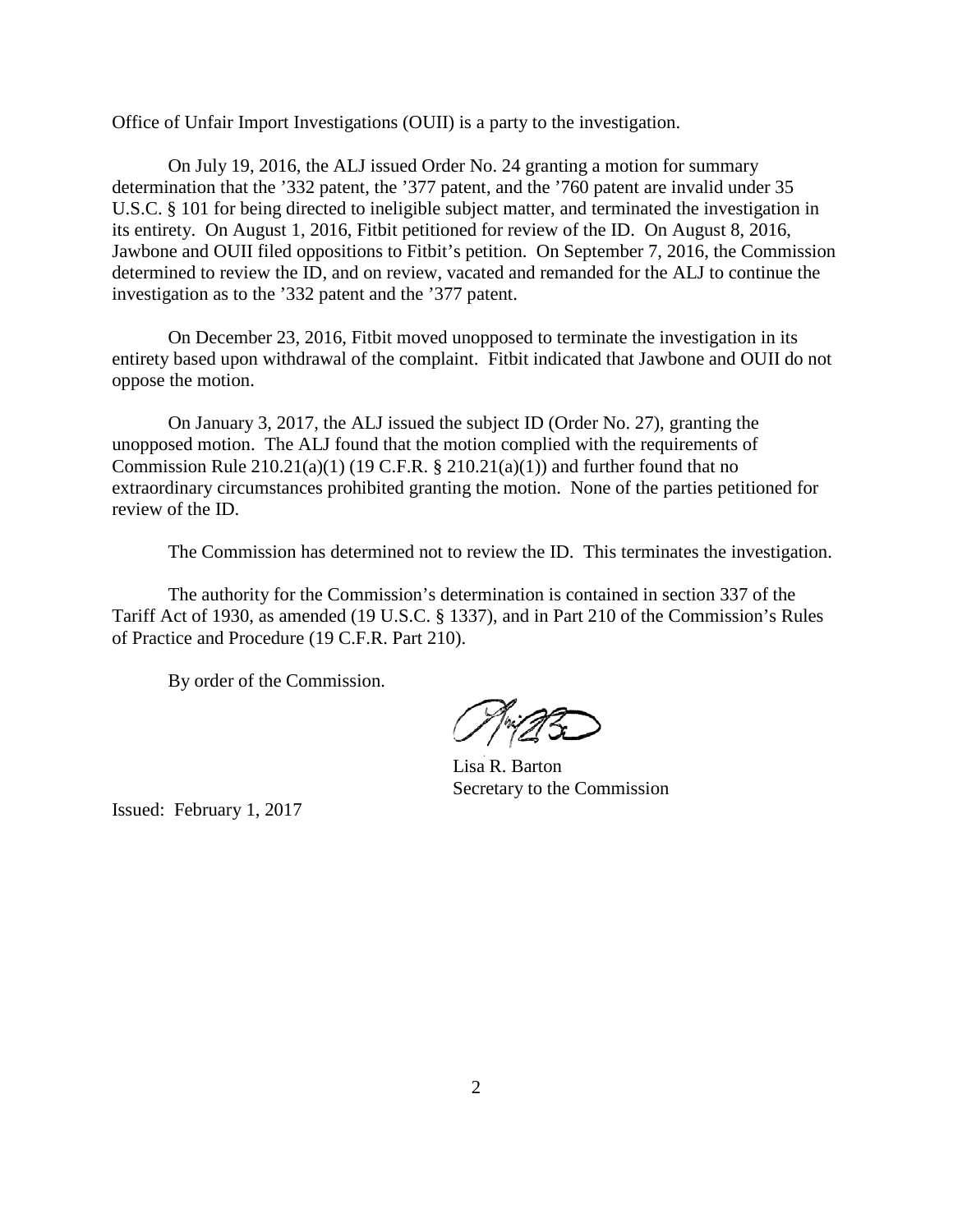Office of Unfair Import Investigations (OUII) is a party to the investigation.

On July 19, 2016, the ALJ issued Order No. 24 granting a motion for summary determination that the ’332 patent, the ’377 patent, and the ’760 patent are invalid under 35 U.S.C. § 101 for being directed to ineligible subject matter, and terminated the investigation in its entirety. On August 1, 2016, Fitbit petitioned for review of the ID. On August 8, 2016, Jawbone and OUII filed oppositions to Fitbit’s petition. On September 7, 2016, the Commission determined to review the ID, and on review, vacated and remanded for the ALJ to continue the investigation as to the ’332 patent and the ’377 patent.

On December 23, 2016, Fitbit moved unopposed to terminate the investigation in its entirety based upon withdrawal of the complaint. Fitbit indicated that Jawbone and OUII do not oppose the motion.

On January 3, 2017, the ALJ issued the subject ID (Order No. 27), granting the unopposed motion. The ALJ found that the motion complied with the requirements of Commission Rule 210.21(a)(1) (19 C.F.R. § 210.21(a)(1)) and further found that no extraordinary circumstances prohibited granting the motion. None of the parties petitioned for review of the ID.

The Commission has determined not to review the ID. This terminates the investigation.

The authority for the Commission’s determination is contained in section 337 of the Tariff Act of 1930, as amended (19 U.S.C. § 1337), and in Part 210 of the Commission’s Rules of Practice and Procedure (19 C.F.R. Part 210).

By order of the Commission.

Lisa R. Barton  
Secretary to the Commission

Issued: February 1, 2017